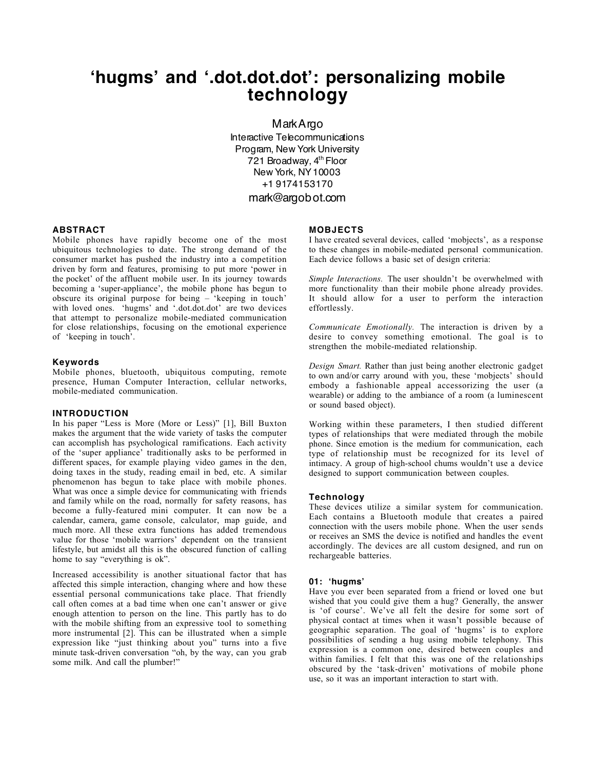# ‘hugms’ and ‘.dot.dot.dot’: personalizing mobile technology

Mark Argo
Interactive Telecommunications
Program, New York University
721 Broadway, 4th Floor
New York, NY 10003
+1 9174153170
mark@argobot.com

## ABSTRACT

Mobile phones have rapidly become one of the most ubiquitous technologies to date. The strong demand of the consumer market has pushed the industry into a competition driven by form and features, promising to put more ‘power in the pocket’ of the affluent mobile user. In its journey towards becoming a ‘super-appliance’, the mobile phone has begun to obscure its original purpose for being – ‘keeping in touch’ with loved ones. ‘hugms’ and ‘.dot.dot.dot’ are two devices that attempt to personalize mobile-mediated communication for close relationships, focusing on the emotional experience of ‘keeping in touch’.

### Keywords

Mobile phones, bluetooth, ubiquitous computing, remote presence, Human Computer Interaction, cellular networks, mobile-mediated communication.

## INTRODUCTION

In his paper “Less is More (More or Less)” [1], Bill Buxton makes the argument that the wide variety of tasks the computer can accomplish has psychological ramifications. Each activity of the ‘super appliance’ traditionally asks to be performed in different spaces, for example playing video games in the den, doing taxes in the study, reading email in bed, etc. A similar phenomenon has begun to take place with mobile phones. What was once a simple device for communicating with friends and family while on the road, normally for safety reasons, has become a fully-featured mini computer. It can now be a calendar, camera, game console, calculator, map guide, and much more. All these extra functions has added tremendous value for those ‘mobile warriors’ dependent on the transient lifestyle, but amidst all this is the obscured function of calling home to say “everything is ok”.

Increased accessibility is another situational factor that has affected this simple interaction, changing where and how these essential personal communications take place. That friendly call often comes at a bad time when one can’t answer or give enough attention to person on the line. This partly has to do with the mobile shifting from an expressive tool to something more instrumental [2]. This can be illustrated when a simple expression like “just thinking about you” turns into a five minute task-driven conversation “oh, by the way, can you grab some milk. And call the plumber!”

## MOBJECTS

I have created several devices, called ‘mobjects’, as a response to these changes in mobile-mediated personal communication. Each device follows a basic set of design criteria:

*Simple Interactions.* The user shouldn’t be overwhelmed with more functionality than their mobile phone already provides. It should allow for a user to perform the interaction effortlessly.

*Communicate Emotionally.* The interaction is driven by a desire to convey something emotional. The goal is to strengthen the mobile-mediated relationship.

*Design Smart.* Rather than just being another electronic gadget to own and/or carry around with you, these ‘mobjects’ should embody a fashionable appeal accessorizing the user (a wearable) or adding to the ambiance of a room (a luminescent or sound based object).

Working within these parameters, I then studied different types of relationships that were mediated through the mobile phone. Since emotion is the medium for communication, each type of relationship must be recognized for its level of intimacy. A group of high-school chums wouldn’t use a device designed to support communication between couples.

### Technology

These devices utilize a similar system for communication. Each contains a Bluetooth module that creates a paired connection with the users mobile phone. When the user sends or receives an SMS the device is notified and handles the event accordingly. The devices are all custom designed, and run on rechargeable batteries.

### 01: ‘hugms’

Have you ever been separated from a friend or loved one but wished that you could give them a hug? Generally, the answer is ‘of course’. We’ve all felt the desire for some sort of physical contact at times when it wasn’t possible because of geographic separation. The goal of ‘hugms’ is to explore possibilities of sending a hug using mobile telephony. This expression is a common one, desired between couples and within families. I felt that this was one of the relationships obscured by the ‘task-driven’ motivations of mobile phone use, so it was an important interaction to start with.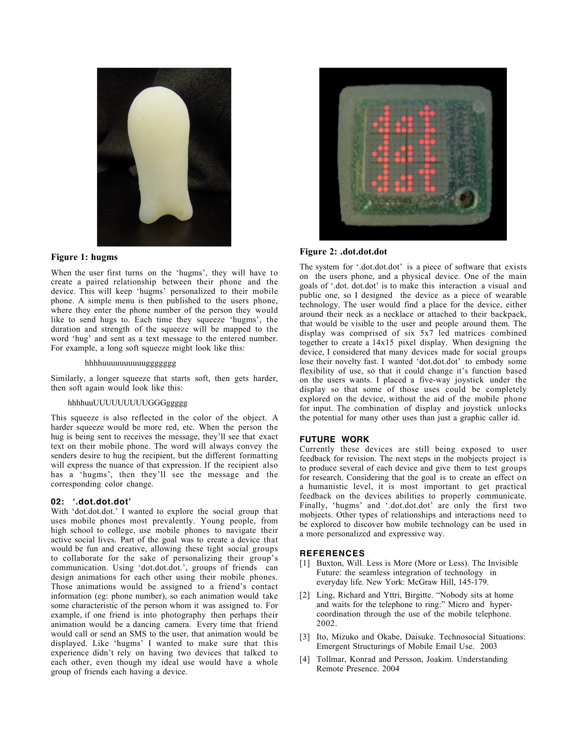**Figure 1: hugms**

When the user first turns on the 'hugms', they will have to create a paired relationship between their phone and the device. This will keep 'hugms' personalized to their mobile phone. A simple menu is then published to the users phone, where they enter the phone number of the person they would like to send hugs to. Each time they squeeze 'hugms', the duration and strength of the squeeze will be mapped to the word 'hug' and sent as a text message to the entered number. For example, a long soft squeeze might look like this:

hhhhuuuuuuuuuuggggggg

Similarly, a longer squeeze that starts soft, then gets harder, then soft again would look like this:

hhhhuuUUUUUUUUUGGGggggg

This squeeze is also reflected in the color of the object. A harder squeeze would be more red, etc. When the person the hug is being sent to receives the message, they'll see that exact text on their mobile phone. The word will always convey the senders desire to hug the recipient, but the different formatting will express the nuance of that expression. If the recipient also has a 'hugms', then they'll see the message and the corresponding color change.

### 02: '.dot.dot.dot'

With 'dot.dot.dot.' I wanted to explore the social group that uses mobile phones most prevalently. Young people, from high school to college, use mobile phones to navigate their active social lives. Part of the goal was to create a device that would be fun and creative, allowing these tight social groups to collaborate for the sake of personalizing their group's communication. Using 'dot.dot.dot.', groups of friends can design animations for each other using their mobile phones. Those animations would be assigned to a friend's contact information (eg: phone number), so each animation would take some characteristic of the person whom it was assigned to. For example, if one friend is into photography then perhaps their animation would be a dancing camera. Every time that friend would call or send an SMS to the user, that animation would be displayed. Like 'hugms' I wanted to make sure that this experience didn't rely on having two devices that talked to each other, even though my ideal use would have a whole group of friends each having a device.

**Figure 2: .dot.dot.dot**

The system for '.dot.dot.dot' is a piece of software that exists on the users phone, and a physical device. One of the main goals of '.dot. dot.dot' is to make this interaction a visual and public one, so I designed the device as a piece of wearable technology. The user would find a place for the device, either around their neck as a necklace or attached to their backpack, that would be visible to the user and people around them. The display was comprised of six 5x7 led matrices combined together to create a 14x15 pixel display. When designing the device, I considered that many devices made for social groups lose their novelty fast. I wanted 'dot.dot.dot' to embody some flexibility of use, so that it could change it's function based on the users wants. I placed a five-way joystick under the display so that some of those uses could be completely explored on the device, without the aid of the mobile phone for input. The combination of display and joystick unlocks the potential for many other uses than just a graphic caller id.

## FUTURE WORK

Currently these devices are still being exposed to user feedback for revision. The next steps in the mobjects project is to produce several of each device and give them to test groups for research. Considering that the goal is to create an effect on a humanistic level, it is most important to get practical feedback on the devices abilities to properly communicate. Finally, 'hugms' and '.dot.dot.dot' are only the first two mobjects. Other types of relationships and interactions need to be explored to discover how mobile technology can be used in a more personalized and expressive way.

## REFERENCES

[1] Buxton, Will. Less is More (More or Less). The Invisible Future: the seamless integration of technology in everyday life. New York: McGraw Hill, 145-179.

[2] Ling, Richard and Yttri, Birgitte. "Nobody sits at home and waits for the telephone to ring:" Micro and hyper-coordination through the use of the mobile telephone. 2002.

[3] Ito, Mizuko and Okabe, Daisuke. Technosocial Situations: Emergent Structurings of Mobile Email Use. 2003

[4] Tollmar, Konrad and Persson, Joakim. Understanding Remote Presence. 2004